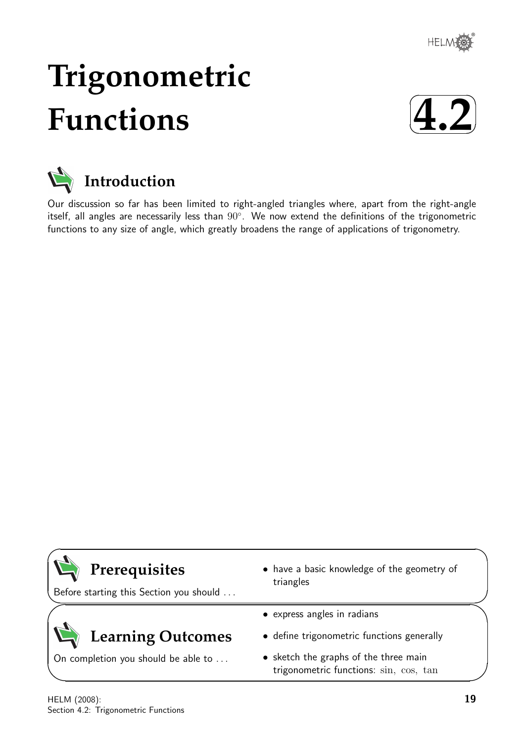# Trigonometric Functions

**4.2**

## Introduction

Our discussion so far has been limited to right-angled triangles where, apart from the right-angle itself, all angles are necessarily less than $90^\circ$. We now extend the definitions of the trigonometric functions to any size of angle, which greatly broadens the range of applications of trigonometry.

## Prerequisites

Before starting this Section you should ...

- have a basic knowledge of the geometry of triangles

## Learning Outcomes

On completion you should be able to ...

- express angles in radians
- define trigonometric functions generally
- sketch the graphs of the three main trigonometric functions: $\sin$, $\cos$, $\tan$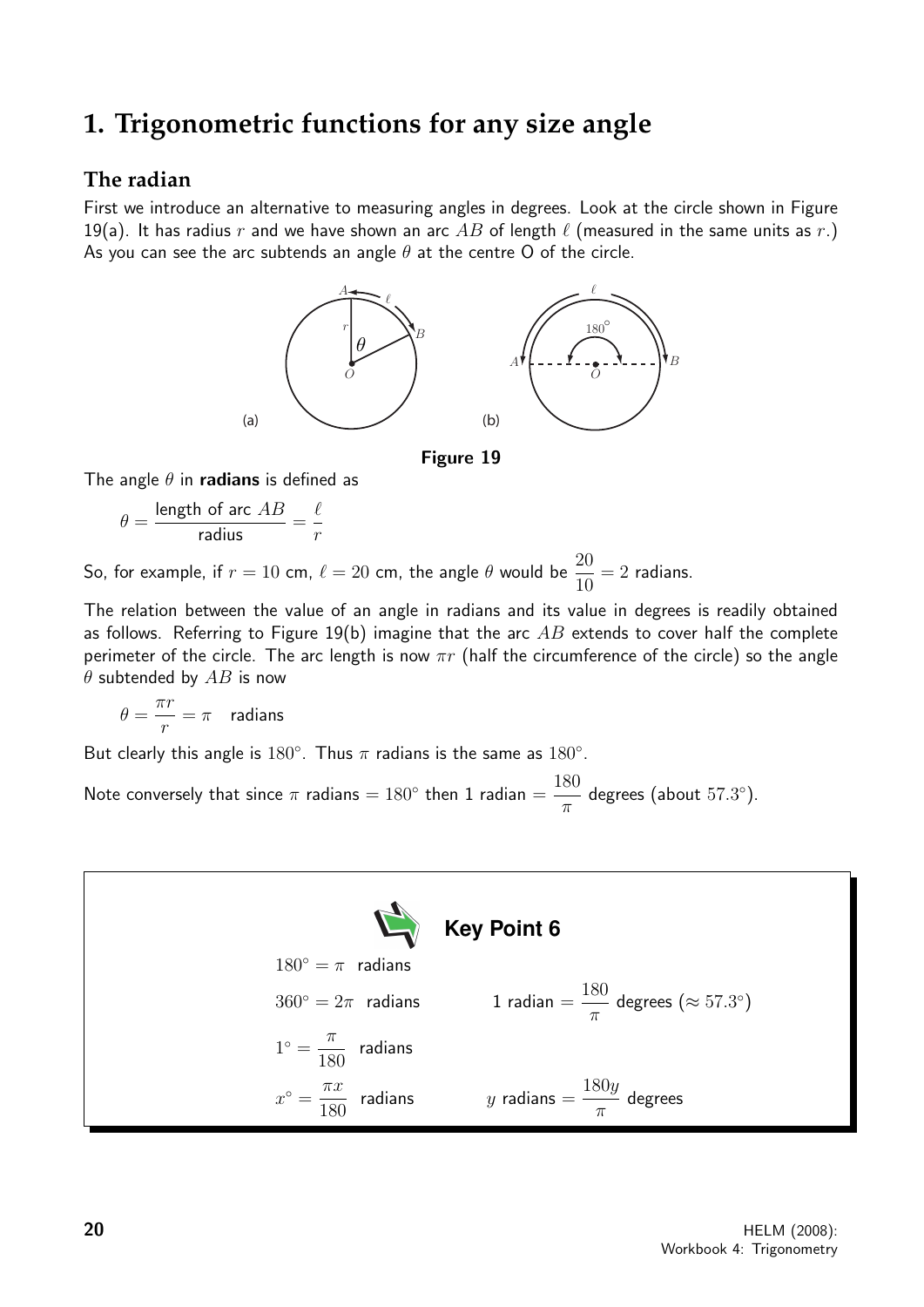# 1. Trigonometric functions for any size angle

## The radian

First we introduce an alternative to measuring angles in degrees. Look at the circle shown in Figure 19(a). It has radius $r$ and we have shown an arc $AB$ of length $\ell$ (measured in the same units as $r$.) As you can see the arc subtends an angle $\theta$ at the centre O of the circle.

**Figure 19**

The angle $\theta$ in **radians** is defined as

$$\theta = \frac{\text{length of arc } AB}{\text{radius}} = \frac{\ell}{r}$$

So, for example, if $r = 10$ cm, $\ell = 20$ cm, the angle $\theta$ would be $\frac{20}{10} = 2$ radians.

The relation between the value of an angle in radians and its value in degrees is readily obtained as follows. Referring to Figure 19(b) imagine that the arc $AB$ extends to cover half the complete perimeter of the circle. The arc length is now $\pi r$ (half the circumference of the circle) so the angle $\theta$ subtended by $AB$ is now

$$\theta = \frac{\pi r}{r} = \pi \quad \text{radians}$$

But clearly this angle is $180^\circ$. Thus $\pi$ radians is the same as $180^\circ$.

Note conversely that since $\pi$ radians $= 180^\circ$ then 1 radian $= \frac{180}{\pi}$ degrees (about $57.3^\circ$).

**Key Point 6**

$180^\circ = \pi$ radians

$360^\circ = 2\pi$ radians

1 radian $= \frac{180}{\pi}$ degrees ($\approx 57.3^\circ$)

$1^\circ = \frac{\pi}{180}$ radians

$x^\circ = \frac{\pi x}{180}$ radians

$y$ radians $= \frac{180y}{\pi}$ degrees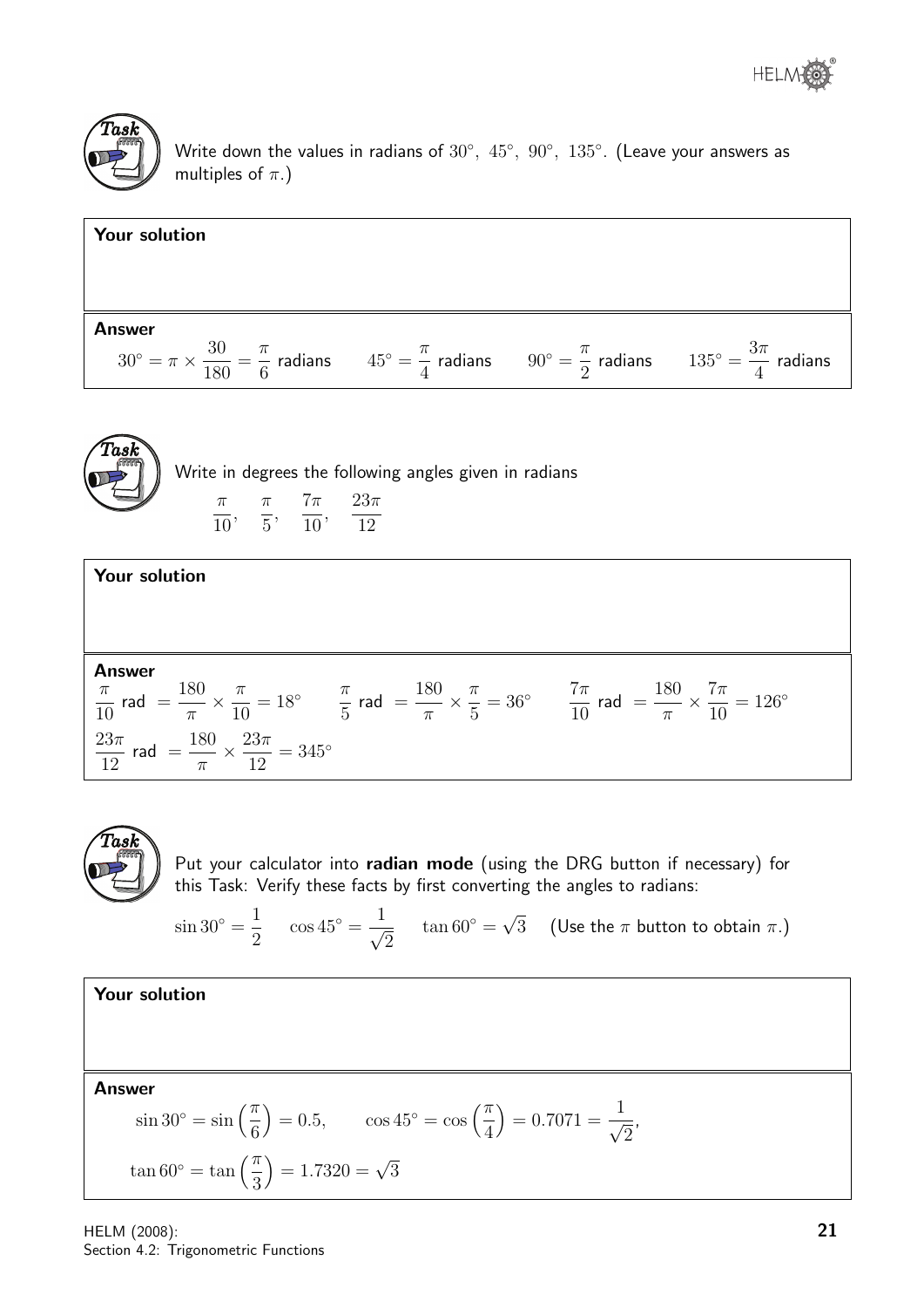**Task**

Write down the values in radians of $30^\circ,\ 45^\circ,\ 90^\circ,\ 135^\circ$. (Leave your answers as multiples of $\pi$.)

**Your solution**

**Answer**

$30^\circ = \pi \times \dfrac{30}{180} = \dfrac{\pi}{6}$ radians $\qquad 45^\circ = \dfrac{\pi}{4}$ radians $\qquad 90^\circ = \dfrac{\pi}{2}$ radians $\qquad 135^\circ = \dfrac{3\pi}{4}$ radians

**Task**

Write in degrees the following angles given in radians

$$\frac{\pi}{10},\quad \frac{\pi}{5},\quad \frac{7\pi}{10},\quad \frac{23\pi}{12}$$

**Your solution**

**Answer**

$\dfrac{\pi}{10}$ rad $= \dfrac{180}{\pi} \times \dfrac{\pi}{10} = 18^\circ \qquad \dfrac{\pi}{5}$ rad $= \dfrac{180}{\pi} \times \dfrac{\pi}{5} = 36^\circ \qquad \dfrac{7\pi}{10}$ rad $= \dfrac{180}{\pi} \times \dfrac{7\pi}{10} = 126^\circ$

$\dfrac{23\pi}{12}$ rad $= \dfrac{180}{\pi} \times \dfrac{23\pi}{12} = 345^\circ$

**Task**

Put your calculator into **radian mode** (using the DRG button if necessary) for this Task: Verify these facts by first converting the angles to radians:

$\sin 30^\circ = \dfrac{1}{2} \qquad \cos 45^\circ = \dfrac{1}{\sqrt{2}} \qquad \tan 60^\circ = \sqrt{3}$ (Use the $\pi$ button to obtain $\pi$.)

**Your solution**

**Answer**

$$\sin 30^\circ = \sin\left(\frac{\pi}{6}\right) = 0.5, \qquad \cos 45^\circ = \cos\left(\frac{\pi}{4}\right) = 0.7071 = \frac{1}{\sqrt{2}},$$

$$\tan 60^\circ = \tan\left(\frac{\pi}{3}\right) = 1.7320 = \sqrt{3}$$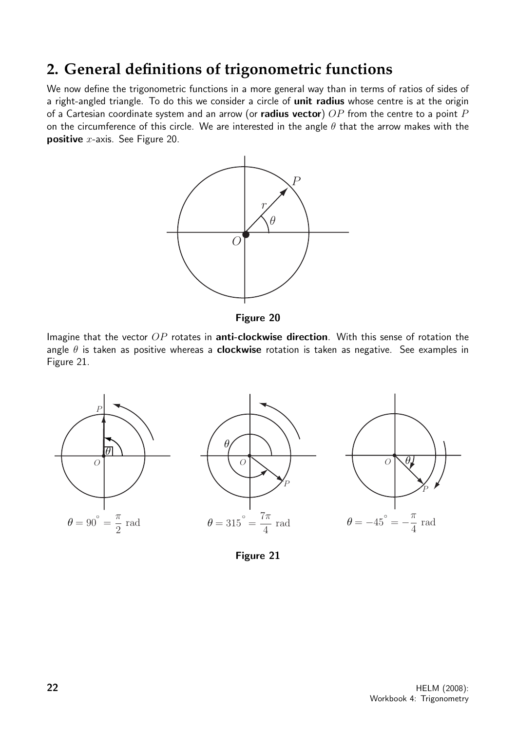## 2. General definitions of trigonometric functions

We now define the trigonometric functions in a more general way than in terms of ratios of sides of a right-angled triangle. To do this we consider a circle of **unit radius** whose centre is at the origin of a Cartesian coordinate system and an arrow (or **radius vector**) $OP$ from the centre to a point $P$ on the circumference of this circle. We are interested in the angle $\theta$ that the arrow makes with the **positive** $x$-axis. See Figure 20.

**Figure 20**

Imagine that the vector $OP$ rotates in **anti-clockwise direction**. With this sense of rotation the angle $\theta$ is taken as positive whereas a **clockwise** rotation is taken as negative. See examples in Figure 21.

$\theta = 90^\circ = \dfrac{\pi}{2}$ rad $\qquad \theta = 315^\circ = \dfrac{7\pi}{4}$ rad $\qquad \theta = -45^\circ = -\dfrac{\pi}{4}$ rad

**Figure 21**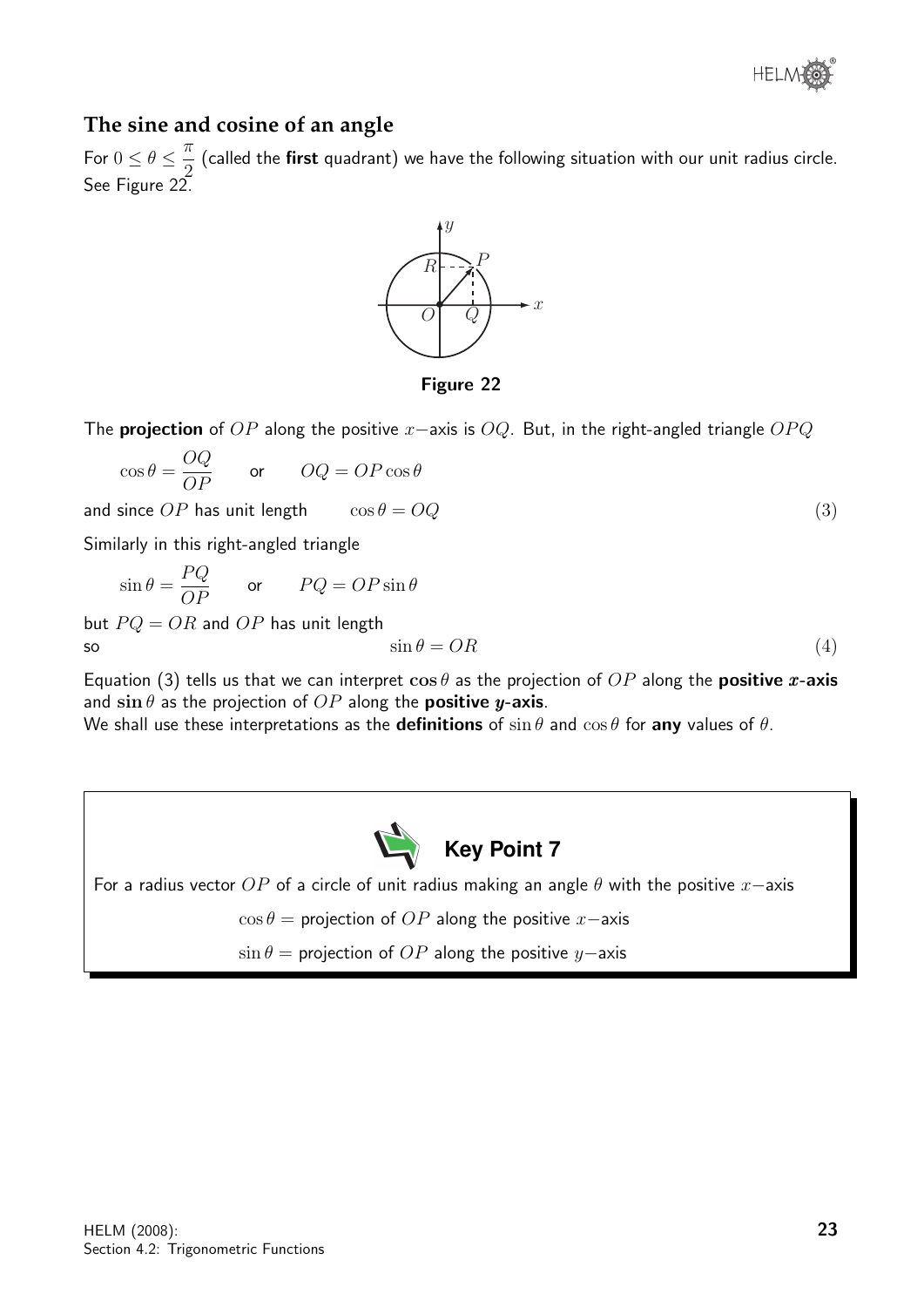## The sine and cosine of an angle

For $0 \leq \theta \leq \frac{\pi}{2}$ (called the **first** quadrant) we have the following situation with our unit radius circle. See Figure 22.

**Figure 22**

The **projection** of $OP$ along the positive $x-$axis is $OQ$. But, in the right-angled triangle $OPQ$

$$\cos\theta = \frac{OQ}{OP} \qquad \text{or} \qquad OQ = OP\cos\theta$$

and since $OP$ has unit length $\qquad \cos\theta = OQ \qquad (3)$

Similarly in this right-angled triangle

$$\sin\theta = \frac{PQ}{OP} \qquad \text{or} \qquad PQ = OP\sin\theta$$

but $PQ = OR$ and $OP$ has unit length

so

$$\sin\theta = OR \qquad (4)$$

Equation (3) tells us that we can interpret $\cos\theta$ as the projection of $OP$ along the **positive $x$-axis** and $\sin\theta$ as the projection of $OP$ along the **positive $y$-axis**.

We shall use these interpretations as the **definitions** of $\sin\theta$ and $\cos\theta$ for **any** values of $\theta$.

**Key Point 7**

For a radius vector $OP$ of a circle of unit radius making an angle $\theta$ with the positive $x-$axis

$\cos\theta =$ projection of $OP$ along the positive $x-$axis

$\sin\theta =$ projection of $OP$ along the positive $y-$axis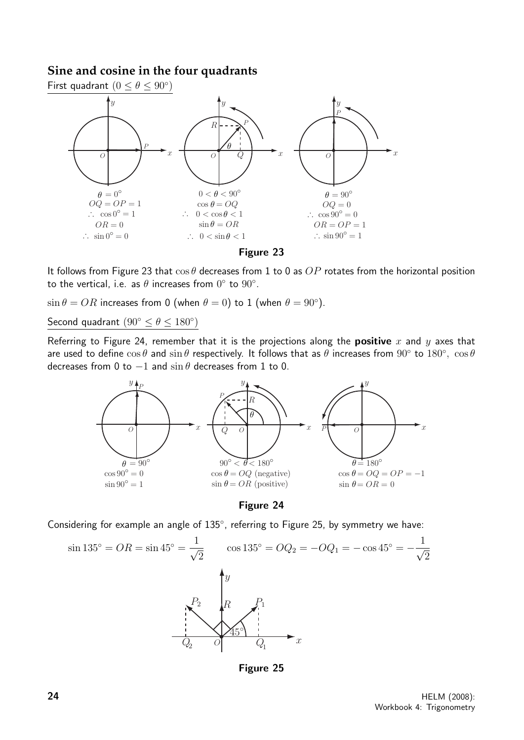## Sine and cosine in the four quadrants

First quadrant $(0 \le \theta \le 90^\circ)$

$\theta = 0^\circ$
$OQ = OP = 1$
$\therefore\ \cos 0^\circ = 1$
$OR = 0$
$\therefore\ \sin 0^\circ = 0$

$0 < \theta < 90^\circ$
$\cos\theta = OQ$
$\therefore\ 0 < \cos\theta < 1$
$\sin\theta = OR$
$\therefore\ 0 < \sin\theta < 1$

$\theta = 90^\circ$
$OQ = 0$
$\therefore\ \cos 90^\circ = 0$
$OR = OP = 1$
$\therefore\ \sin 90^\circ = 1$

**Figure 23**

It follows from Figure 23 that $\cos\theta$ decreases from 1 to 0 as $OP$ rotates from the horizontal position to the vertical, i.e. as $\theta$ increases from $0^\circ$ to $90^\circ$.

$\sin\theta = OR$ increases from 0 (when $\theta = 0$) to 1 (when $\theta = 90^\circ$).

Second quadrant $(90^\circ \le \theta \le 180^\circ)$

Referring to Figure 24, remember that it is the projections along the **positive** $x$ and $y$ axes that are used to define $\cos\theta$ and $\sin\theta$ respectively. It follows that as $\theta$ increases from $90^\circ$ to $180^\circ$, $\cos\theta$ decreases from 0 to $-1$ and $\sin\theta$ decreases from 1 to 0.

$\theta = 90^\circ$
$\cos 90^\circ = 0$
$\sin 90^\circ = 1$

$90^\circ < \theta < 180^\circ$
$\cos\theta = OQ$ (negative)
$\sin\theta = OR$ (positive)

$\theta = 180^\circ$
$\cos\theta = OQ = OP = -1$
$\sin\theta = OR = 0$

**Figure 24**

Considering for example an angle of $135^\circ$, referring to Figure 25, by symmetry we have:

$$\sin 135^\circ = OR = \sin 45^\circ = \frac{1}{\sqrt{2}} \qquad \cos 135^\circ = OQ_2 = -OQ_1 = -\cos 45^\circ = -\frac{1}{\sqrt{2}}$$

**Figure 25**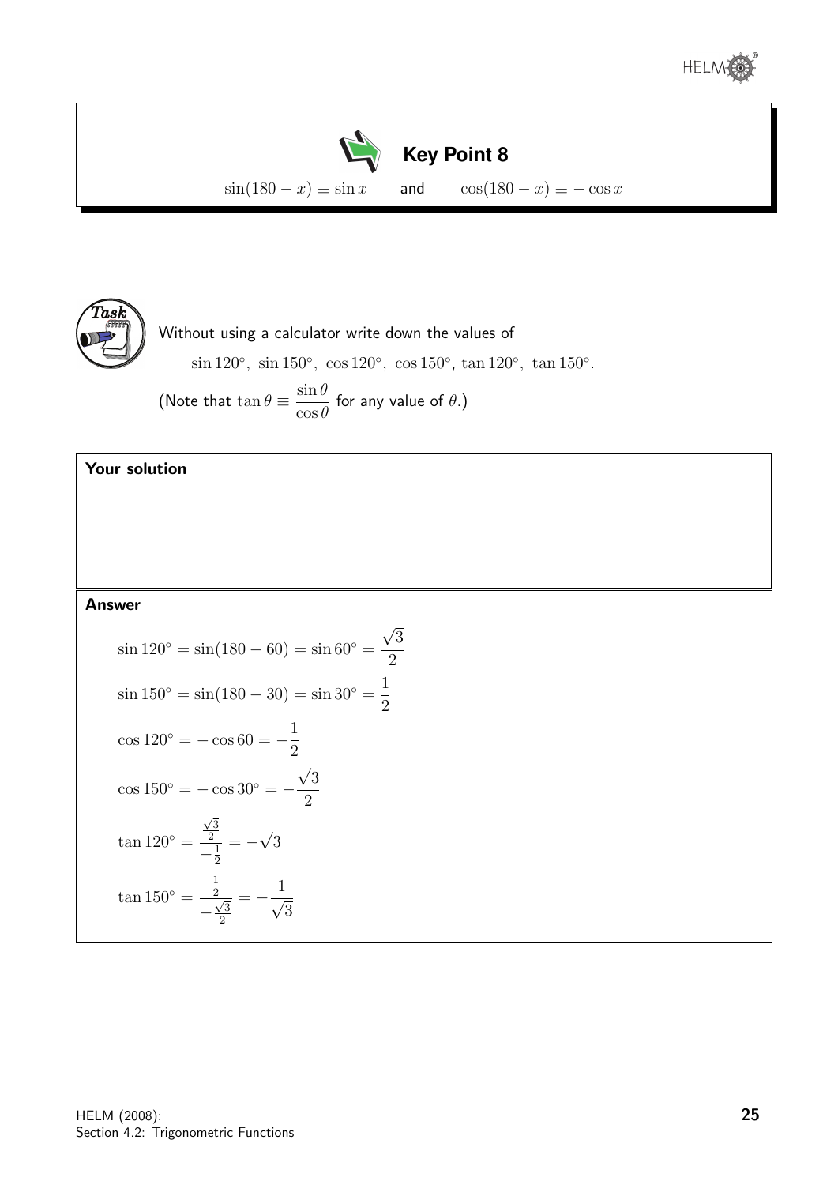**Key Point 8**

$$\sin(180 - x) \equiv \sin x \qquad \text{and} \qquad \cos(180 - x) \equiv -\cos x$$

**Task**

Without using a calculator write down the values of

$$\sin 120^\circ,\ \sin 150^\circ,\ \cos 120^\circ,\ \cos 150^\circ,\ \tan 120^\circ,\ \tan 150^\circ.$$

(Note that $\tan\theta \equiv \dfrac{\sin\theta}{\cos\theta}$ for any value of $\theta$.)

**Your solution**

**Answer**

$$\sin 120^\circ = \sin(180 - 60) = \sin 60^\circ = \frac{\sqrt{3}}{2}$$

$$\sin 150^\circ = \sin(180 - 30) = \sin 30^\circ = \frac{1}{2}$$

$$\cos 120^\circ = -\cos 60 = -\frac{1}{2}$$

$$\cos 150^\circ = -\cos 30^\circ = -\frac{\sqrt{3}}{2}$$

$$\tan 120^\circ = \frac{\frac{\sqrt{3}}{2}}{-\frac{1}{2}} = -\sqrt{3}$$

$$\tan 150^\circ = \frac{\frac{1}{2}}{-\frac{\sqrt{3}}{2}} = -\frac{1}{\sqrt{3}}$$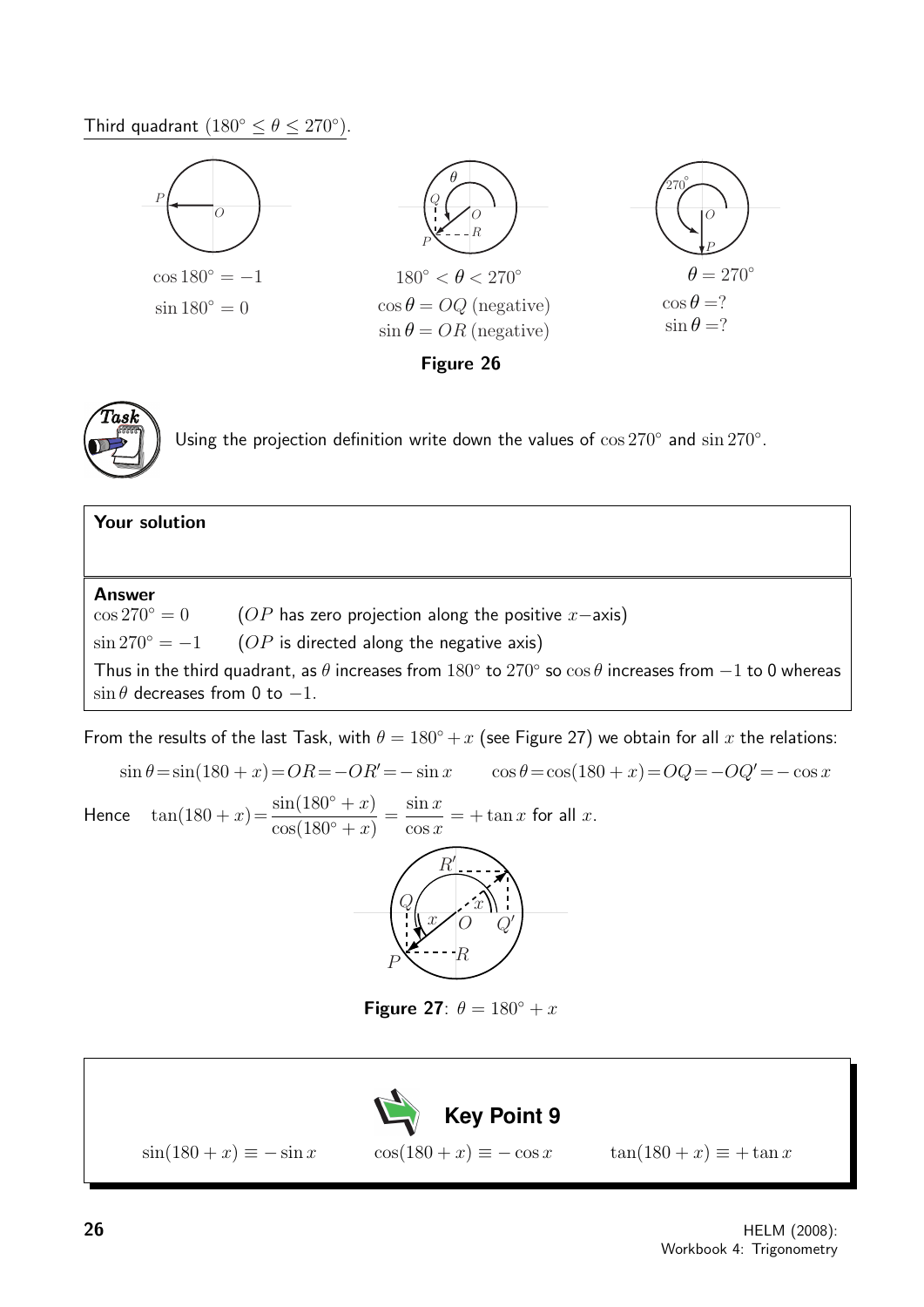Third quadrant ($180^\circ \leq \theta \leq 270^\circ$).

$\cos 180^\circ = -1$

$\sin 180^\circ = 0$

$180^\circ < \theta < 270^\circ$

$\cos\theta = OQ$ (negative)

$\sin\theta = OR$ (negative)

$\theta = 270^\circ$

$\cos\theta = ?$

$\sin\theta = ?$

**Figure 26**

**Task**

Using the projection definition write down the values of $\cos 270^\circ$ and $\sin 270^\circ$.

**Your solution**

**Answer**

$\cos 270^\circ = 0$ ($OP$ has zero projection along the positive $x-$axis)

$\sin 270^\circ = -1$ ($OP$ is directed along the negative axis)

Thus in the third quadrant, as $\theta$ increases from $180^\circ$ to $270^\circ$ so $\cos\theta$ increases from $-1$ to 0 whereas $\sin\theta$ decreases from 0 to $-1$.

From the results of the last Task, with $\theta = 180^\circ + x$ (see Figure 27) we obtain for all $x$ the relations:

$$\sin\theta = \sin(180 + x) = OR = -OR' = -\sin x \qquad \cos\theta = \cos(180 + x) = OQ = -OQ' = -\cos x$$

Hence $\tan(180 + x) = \dfrac{\sin(180^\circ + x)}{\cos(180^\circ + x)} = \dfrac{\sin x}{\cos x} = +\tan x$ for all $x$.

**Figure 27**: $\theta = 180^\circ + x$

**Key Point 9**

$$\sin(180 + x) \equiv -\sin x \qquad \cos(180 + x) \equiv -\cos x \qquad \tan(180 + x) \equiv +\tan x$$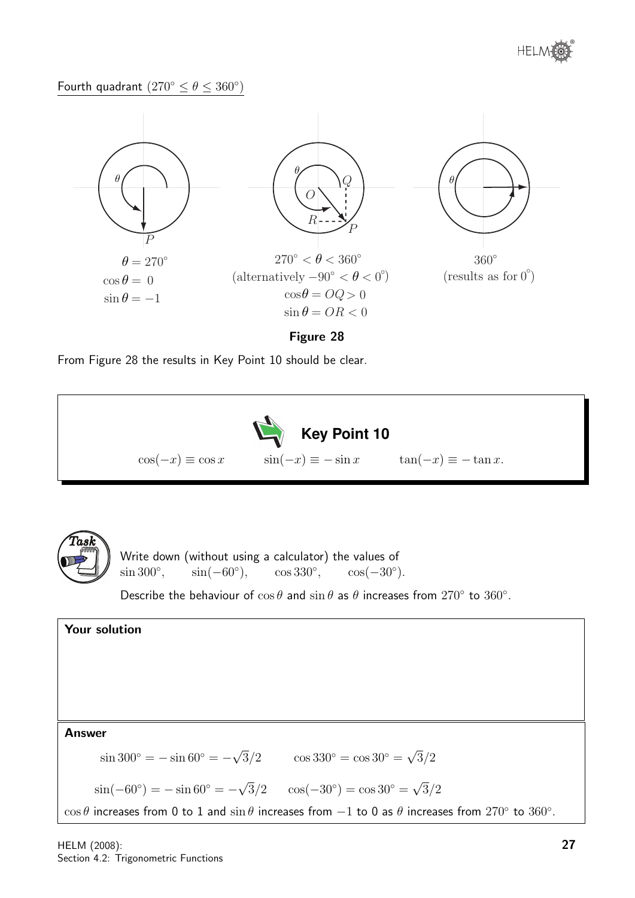Fourth quadrant $(270^\circ \leq \theta \leq 360^\circ)$

$\theta = 270^\circ$
$\cos\theta = 0$
$\sin\theta = -1$

$270^\circ < \theta < 360^\circ$
(alternatively $-90^\circ < \theta < 0^\circ$)
$\cos\theta = OQ > 0$
$\sin\theta = OR < 0$

$360^\circ$
(results as for $0^\circ$)

**Figure 28**

From Figure 28 the results in Key Point 10 should be clear.

**Key Point 10**

$$\cos(-x) \equiv \cos x \qquad \sin(-x) \equiv -\sin x \qquad \tan(-x) \equiv -\tan x.$$

**Task**

Write down (without using a calculator) the values of
$\sin 300^\circ$, $\sin(-60^\circ)$, $\cos 330^\circ$, $\cos(-30^\circ)$.

Describe the behaviour of $\cos\theta$ and $\sin\theta$ as $\theta$ increases from $270^\circ$ to $360^\circ$.

**Your solution**

**Answer**

$\sin 300^\circ = -\sin 60^\circ = -\sqrt{3}/2 \qquad \cos 330^\circ = \cos 30^\circ = \sqrt{3}/2$

$\sin(-60^\circ) = -\sin 60^\circ = -\sqrt{3}/2 \qquad \cos(-30^\circ) = \cos 30^\circ = \sqrt{3}/2$

$\cos\theta$ increases from 0 to 1 and $\sin\theta$ increases from $-1$ to 0 as $\theta$ increases from $270^\circ$ to $360^\circ$.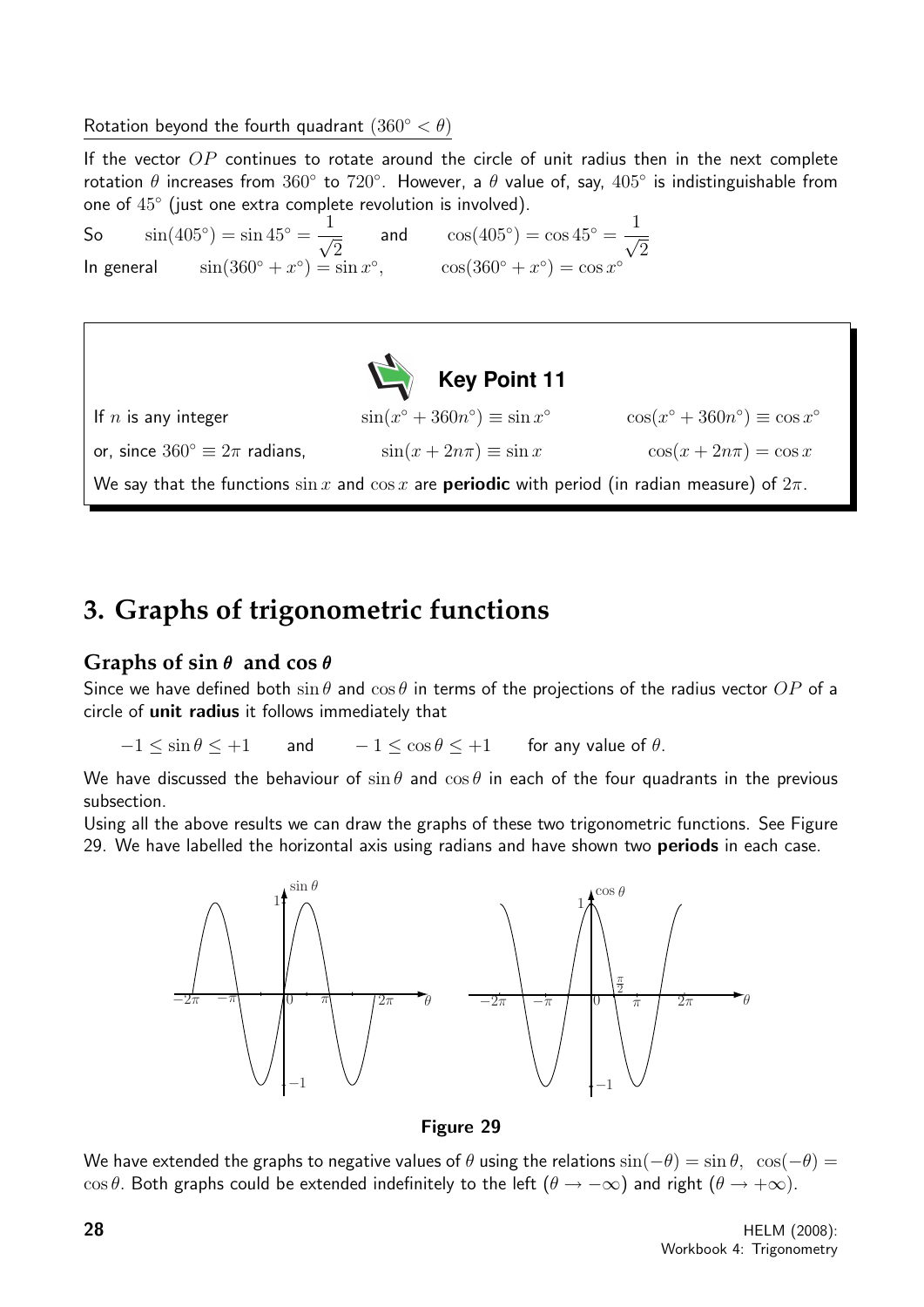Rotation beyond the fourth quadrant $(360^\circ < \theta)$

If the vector $OP$ continues to rotate around the circle of unit radius then in the next complete rotation $\theta$ increases from $360^\circ$ to $720^\circ$. However, a $\theta$ value of, say, $405^\circ$ is indistinguishable from one of $45^\circ$ (just one extra complete revolution is involved).

So $\quad \sin(405^\circ) = \sin 45^\circ = \dfrac{1}{\sqrt{2}} \quad$ and $\quad \cos(405^\circ) = \cos 45^\circ = \dfrac{1}{\sqrt{2}}$

In general $\quad \sin(360^\circ + x^\circ) = \sin x^\circ, \qquad \cos(360^\circ + x^\circ) = \cos x^\circ$

**Key Point 11**

If $n$ is any integer $\qquad \sin(x^\circ + 360n^\circ) \equiv \sin x^\circ \qquad \cos(x^\circ + 360n^\circ) \equiv \cos x^\circ$

or, since $360^\circ \equiv 2\pi$ radians, $\qquad \sin(x + 2n\pi) \equiv \sin x \qquad \cos(x + 2n\pi) = \cos x$

We say that the functions $\sin x$ and $\cos x$ are **periodic** with period (in radian measure) of $2\pi$.

# 3. Graphs of trigonometric functions

## Graphs of $\sin\theta$ and $\cos\theta$

Since we have defined both $\sin\theta$ and $\cos\theta$ in terms of the projections of the radius vector $OP$ of a circle of **unit radius** it follows immediately that

$$-1 \leq \sin\theta \leq +1 \qquad \text{and} \qquad -1 \leq \cos\theta \leq +1 \qquad \text{for any value of } \theta.$$

We have discussed the behaviour of $\sin\theta$ and $\cos\theta$ in each of the four quadrants in the previous subsection.

Using all the above results we can draw the graphs of these two trigonometric functions. See Figure 29. We have labelled the horizontal axis using radians and have shown two **periods** in each case.

**Figure 29**

We have extended the graphs to negative values of $\theta$ using the relations $\sin(-\theta) = \sin\theta$, $\cos(-\theta) = \cos\theta$. Both graphs could be extended indefinitely to the left $(\theta \to -\infty)$ and right $(\theta \to +\infty)$.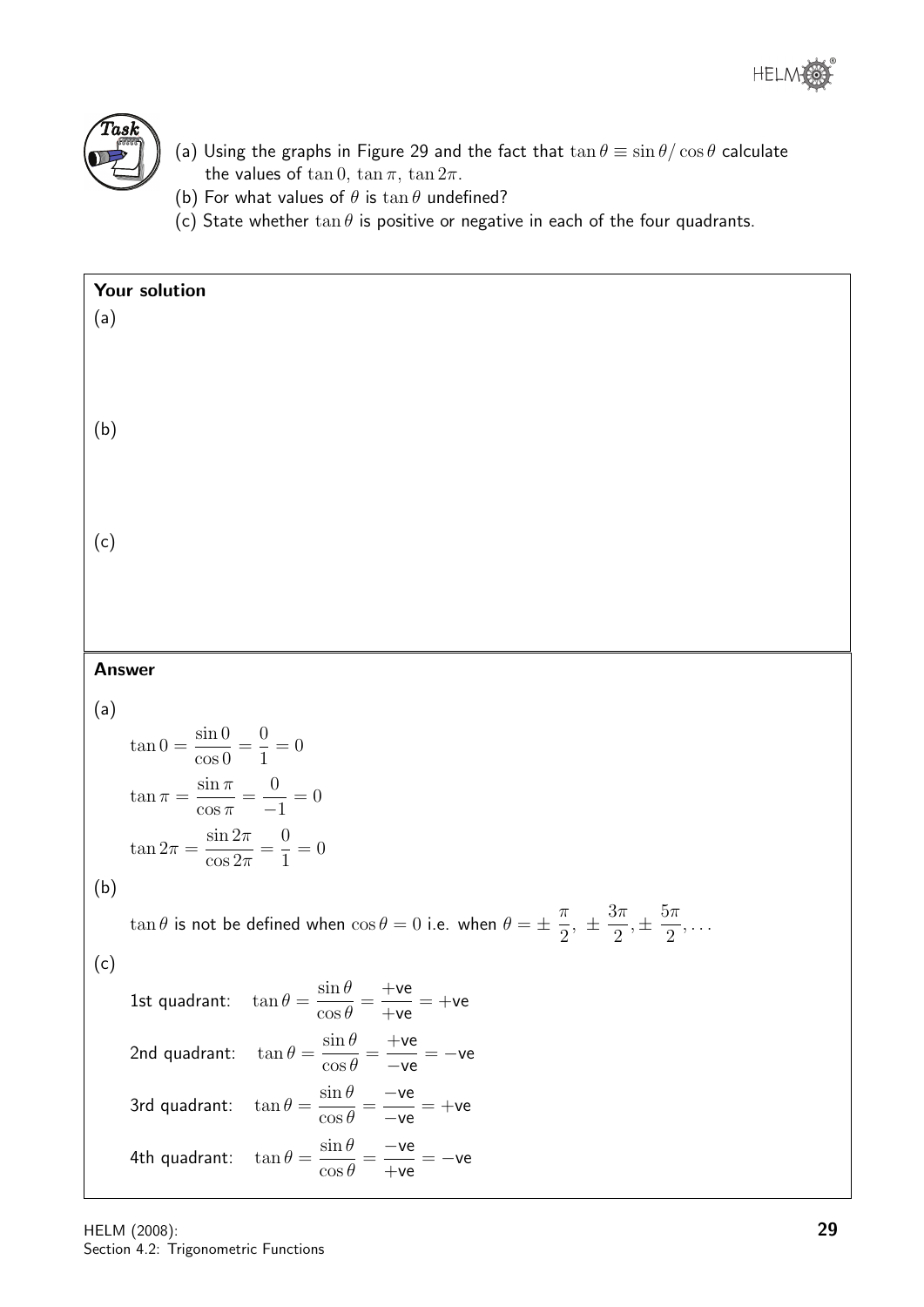**Task**

(a) Using the graphs in Figure 29 and the fact that $\tan\theta \equiv \sin\theta/\cos\theta$ calculate the values of $\tan 0,\ \tan\pi,\ \tan 2\pi$.

(b) For what values of $\theta$ is $\tan\theta$ undefined?

(c) State whether $\tan\theta$ is positive or negative in each of the four quadrants.

**Your solution**

(a)

(b)

(c)

**Answer**

(a)

$$\tan 0 = \frac{\sin 0}{\cos 0} = \frac{0}{1} = 0$$

$$\tan\pi = \frac{\sin\pi}{\cos\pi} = \frac{0}{-1} = 0$$

$$\tan 2\pi = \frac{\sin 2\pi}{\cos 2\pi} = \frac{0}{1} = 0$$

(b)

$\tan\theta$ is not be defined when $\cos\theta = 0$ i.e. when $\theta = \pm\,\dfrac{\pi}{2},\ \pm\,\dfrac{3\pi}{2}, \pm\,\dfrac{5\pi}{2}, \ldots$

(c)

1st quadrant: $\tan\theta = \dfrac{\sin\theta}{\cos\theta} = \dfrac{+\text{ve}}{+\text{ve}} = +\text{ve}$

2nd quadrant: $\tan\theta = \dfrac{\sin\theta}{\cos\theta} = \dfrac{+\text{ve}}{-\text{ve}} = -\text{ve}$

3rd quadrant: $\tan\theta = \dfrac{\sin\theta}{\cos\theta} = \dfrac{-\text{ve}}{-\text{ve}} = +\text{ve}$

4th quadrant: $\tan\theta = \dfrac{\sin\theta}{\cos\theta} = \dfrac{-\text{ve}}{+\text{ve}} = -\text{ve}$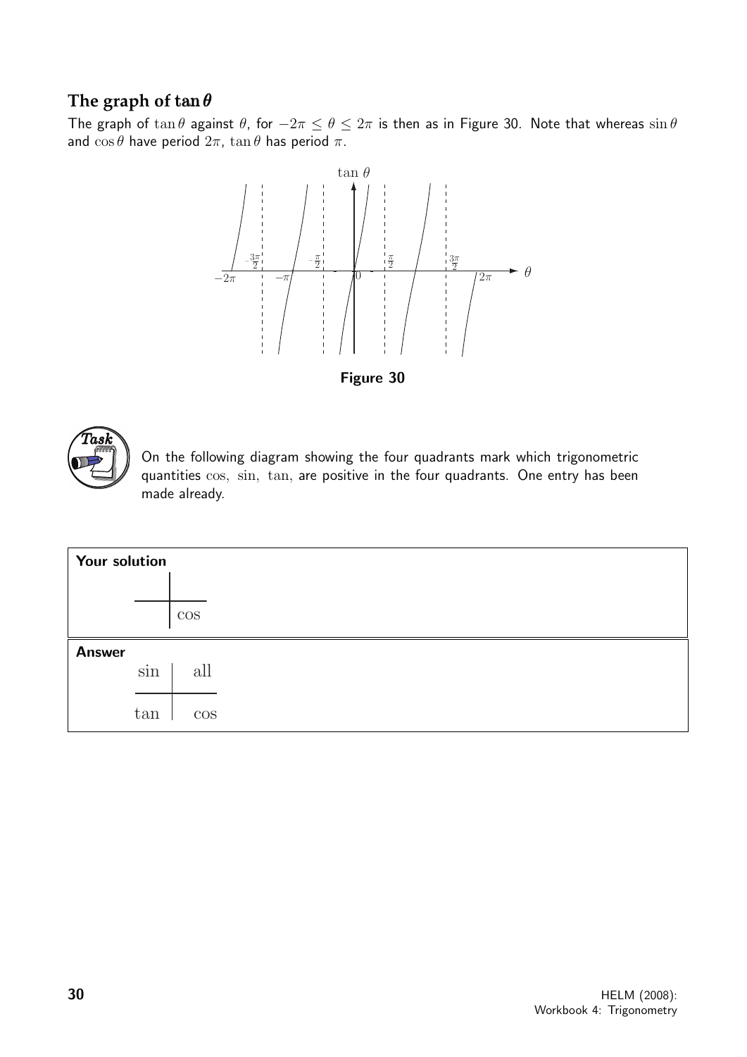## The graph of $\tan\theta$

The graph of $\tan\theta$ against $\theta$, for $-2\pi \leq \theta \leq 2\pi$ is then as in Figure 30. Note that whereas $\sin\theta$ and $\cos\theta$ have period $2\pi$, $\tan\theta$ has period $\pi$.

**Figure 30**

**Task**

On the following diagram showing the four quadrants mark which trigonometric quantities $\cos$, $\sin$, $\tan$, are positive in the four quadrants. One entry has been made already.

**Your solution**

| | |
|---|---|
| | |
| | $\cos$ |

**Answer**

| | |
|---|---|
| $\sin$ | all |
| $\tan$ | $\cos$ |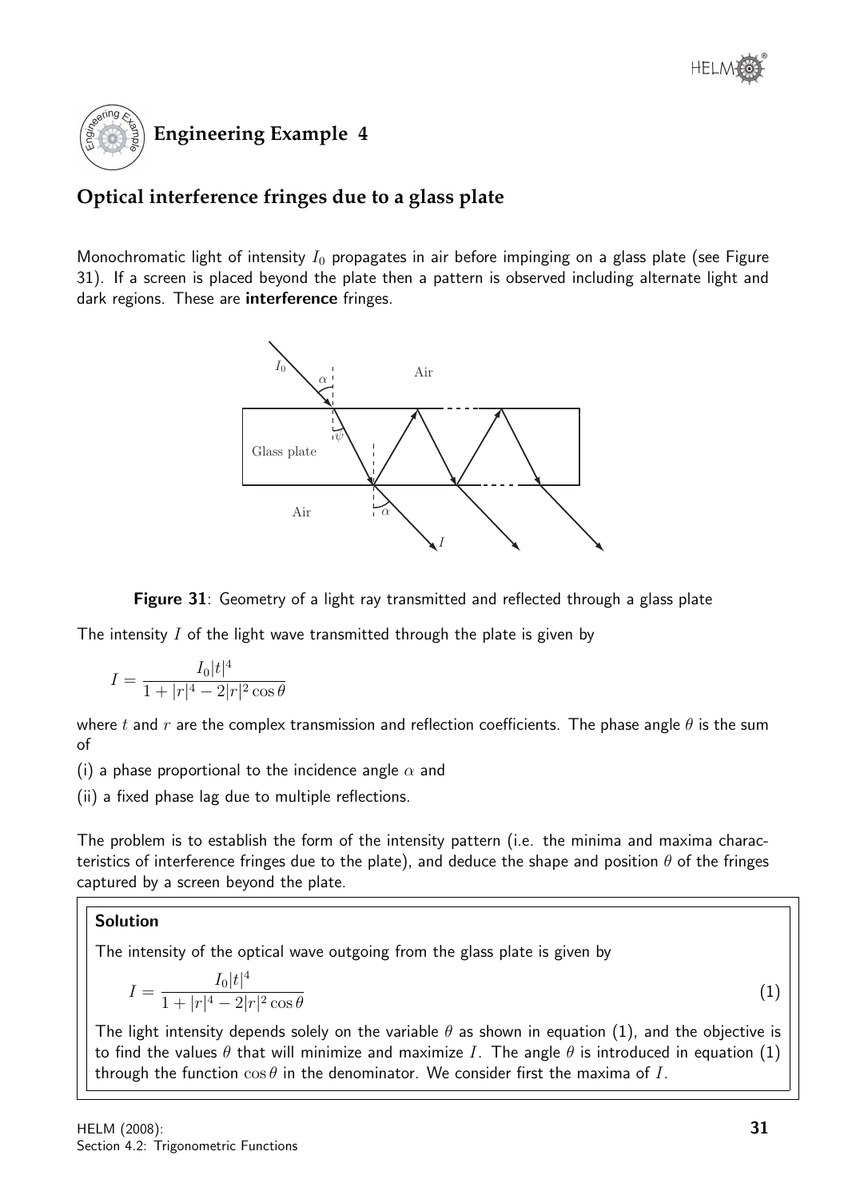## Engineering Example 4

### Optical interference fringes due to a glass plate

Monochromatic light of intensity $I_0$ propagates in air before impinging on a glass plate (see Figure 31). If a screen is placed beyond the plate then a pattern is observed including alternate light and dark regions. These are **interference** fringes.

**Figure 31**: Geometry of a light ray transmitted and reflected through a glass plate

The intensity $I$ of the light wave transmitted through the plate is given by

$$I = \frac{I_0 |t|^4}{1 + |r|^4 - 2|r|^2 \cos\theta}$$

where $t$ and $r$ are the complex transmission and reflection coefficients. The phase angle $\theta$ is the sum of

(i) a phase proportional to the incidence angle $\alpha$ and

(ii) a fixed phase lag due to multiple reflections.

The problem is to establish the form of the intensity pattern (i.e. the minima and maxima characteristics of interference fringes due to the plate), and deduce the shape and position $\theta$ of the fringes captured by a screen beyond the plate.

**Solution**

The intensity of the optical wave outgoing from the glass plate is given by

$$I = \frac{I_0 |t|^4}{1 + |r|^4 - 2|r|^2 \cos\theta} \qquad (1)$$

The light intensity depends solely on the variable $\theta$ as shown in equation (1), and the objective is to find the values $\theta$ that will minimize and maximize $I$. The angle $\theta$ is introduced in equation (1) through the function $\cos\theta$ in the denominator. We consider first the maxima of $I$.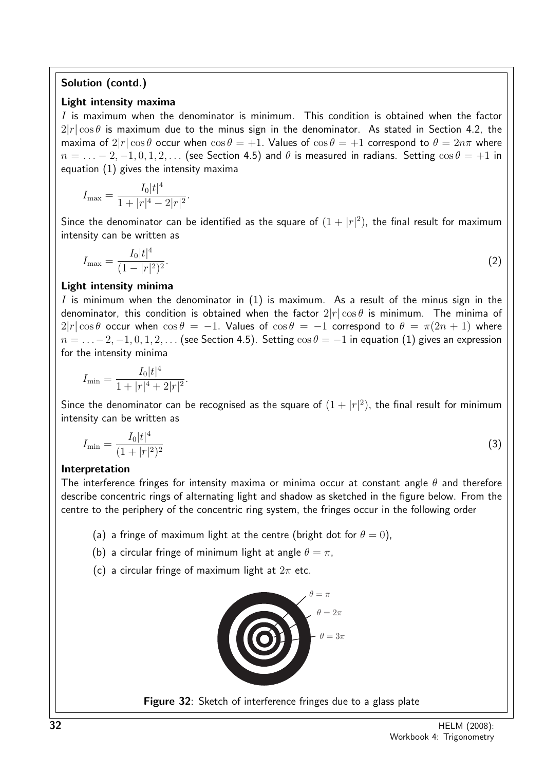**Solution (contd.)**

**Light intensity maxima**

$I$ is maximum when the denominator is minimum. This condition is obtained when the factor $2|r|\cos\theta$ is maximum due to the minus sign in the denominator. As stated in Section 4.2, the maxima of $2|r|\cos\theta$ occur when $\cos\theta = +1$. Values of $\cos\theta = +1$ correspond to $\theta = 2n\pi$ where $n = \ldots -2, -1, 0, 1, 2, \ldots$ (see Section 4.5) and $\theta$ is measured in radians. Setting $\cos\theta = +1$ in equation (1) gives the intensity maxima

$$I_{\max} = \frac{I_0|t|^4}{1 + |r|^4 - 2|r|^2}.$$

Since the denominator can be identified as the square of $(1 + |r|^2)$, the final result for maximum intensity can be written as

$$I_{\max} = \frac{I_0|t|^4}{(1 - |r|^2)^2}. \qquad (2)$$

**Light intensity minima**

$I$ is minimum when the denominator in (1) is maximum. As a result of the minus sign in the denominator, this condition is obtained when the factor $2|r|\cos\theta$ is minimum. The minima of $2|r|\cos\theta$ occur when $\cos\theta = -1$. Values of $\cos\theta = -1$ correspond to $\theta = \pi(2n+1)$ where $n = \ldots -2, -1, 0, 1, 2, \ldots$ (see Section 4.5). Setting $\cos\theta = -1$ in equation (1) gives an expression for the intensity minima

$$I_{\min} = \frac{I_0|t|^4}{1 + |r|^4 + 2|r|^2}.$$

Since the denominator can be recognised as the square of $(1 + |r|^2)$, the final result for minimum intensity can be written as

$$I_{\min} = \frac{I_0|t|^4}{(1 + |r|^2)^2} \qquad (3)$$

**Interpretation**

The interference fringes for intensity maxima or minima occur at constant angle $\theta$ and therefore describe concentric rings of alternating light and shadow as sketched in the figure below. From the centre to the periphery of the concentric ring system, the fringes occur in the following order

(a) a fringe of maximum light at the centre (bright dot for $\theta = 0$),

(b) a circular fringe of minimum light at angle $\theta = \pi$,

(c) a circular fringe of maximum light at $2\pi$ etc.

**Figure 32**: Sketch of interference fringes due to a glass plate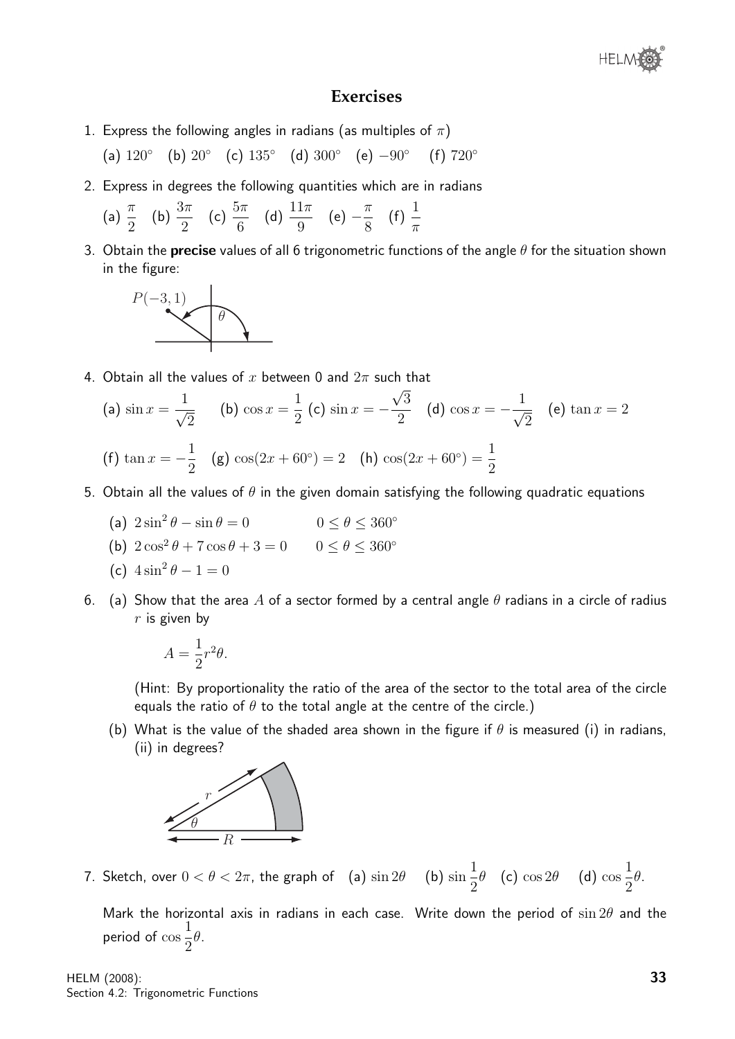## Exercises

1. Express the following angles in radians (as multiples of $\pi$)

   (a) $120°$ (b) $20°$ (c) $135°$ (d) $300°$ (e) $-90°$ (f) $720°$

2. Express in degrees the following quantities which are in radians

   (a) $\dfrac{\pi}{2}$ (b) $\dfrac{3\pi}{2}$ (c) $\dfrac{5\pi}{6}$ (d) $\dfrac{11\pi}{9}$ (e) $-\dfrac{\pi}{8}$ (f) $\dfrac{1}{\pi}$

3. Obtain the **precise** values of all 6 trigonometric functions of the angle $\theta$ for the situation shown in the figure:

   $P(-3, 1)$, $\theta$

4. Obtain all the values of $x$ between 0 and $2\pi$ such that

   (a) $\sin x = \dfrac{1}{\sqrt{2}}$ (b) $\cos x = \dfrac{1}{2}$ (c) $\sin x = -\dfrac{\sqrt{3}}{2}$ (d) $\cos x = -\dfrac{1}{\sqrt{2}}$ (e) $\tan x = 2$

   (f) $\tan x = -\dfrac{1}{2}$ (g) $\cos(2x + 60°) = 2$ (h) $\cos(2x + 60°) = \dfrac{1}{2}$

5. Obtain all the values of $\theta$ in the given domain satisfying the following quadratic equations

   (a) $2\sin^2\theta - \sin\theta = 0 \qquad 0 \leq \theta \leq 360°$

   (b) $2\cos^2\theta + 7\cos\theta + 3 = 0 \qquad 0 \leq \theta \leq 360°$

   (c) $4\sin^2\theta - 1 = 0$

6. (a) Show that the area $A$ of a sector formed by a central angle $\theta$ radians in a circle of radius $r$ is given by

   $$A = \frac{1}{2}r^2\theta.$$

   (Hint: By proportionality the ratio of the area of the sector to the total area of the circle equals the ratio of $\theta$ to the total angle at the centre of the circle.)

   (b) What is the value of the shaded area shown in the figure if $\theta$ is measured (i) in radians, (ii) in degrees?

   $r$, $\theta$, $R$

7. Sketch, over $0 < \theta < 2\pi$, the graph of (a) $\sin 2\theta$ (b) $\sin \dfrac{1}{2}\theta$ (c) $\cos 2\theta$ (d) $\cos \dfrac{1}{2}\theta$.

   Mark the horizontal axis in radians in each case. Write down the period of $\sin 2\theta$ and the period of $\cos \dfrac{1}{2}\theta$.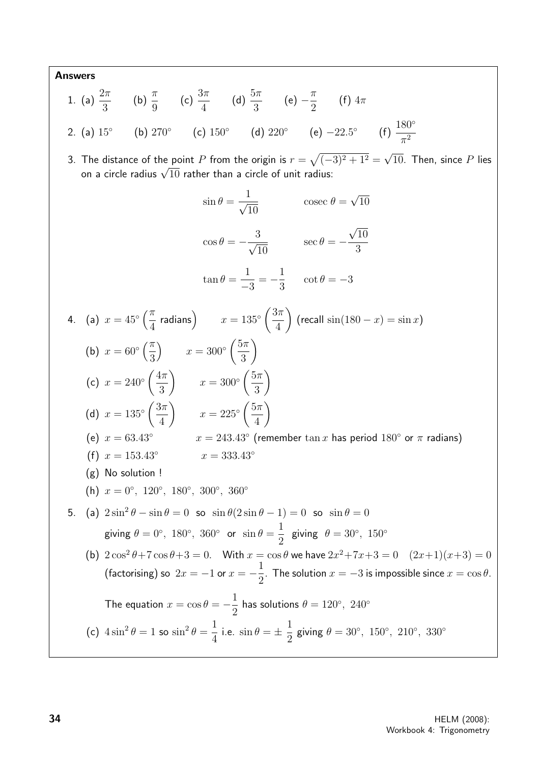**Answers**

1. (a) $\dfrac{2\pi}{3}$ (b) $\dfrac{\pi}{9}$ (c) $\dfrac{3\pi}{4}$ (d) $\dfrac{5\pi}{3}$ (e) $-\dfrac{\pi}{2}$ (f) $4\pi$

2. (a) $15^\circ$ (b) $270^\circ$ (c) $150^\circ$ (d) $220^\circ$ (e) $-22.5^\circ$ (f) $\dfrac{180^\circ}{\pi^2}$

3. The distance of the point $P$ from the origin is $r = \sqrt{(-3)^2 + 1^2} = \sqrt{10}$. Then, since $P$ lies on a circle radius $\sqrt{10}$ rather than a circle of unit radius:

$$\sin\theta = \frac{1}{\sqrt{10}} \qquad \text{cosec}\,\theta = \sqrt{10}$$

$$\cos\theta = -\frac{3}{\sqrt{10}} \qquad \sec\theta = -\frac{\sqrt{10}}{3}$$

$$\tan\theta = \frac{1}{-3} = -\frac{1}{3} \qquad \cot\theta = -3$$

4. (a) $x = 45^\circ \left(\dfrac{\pi}{4} \text{ radians}\right)$ $\quad x = 135^\circ \left(\dfrac{3\pi}{4}\right)$ (recall $\sin(180 - x) = \sin x$)

   (b) $x = 60^\circ \left(\dfrac{\pi}{3}\right)$ $\quad x = 300^\circ \left(\dfrac{5\pi}{3}\right)$

   (c) $x = 240^\circ \left(\dfrac{4\pi}{3}\right)$ $\quad x = 300^\circ \left(\dfrac{5\pi}{3}\right)$

   (d) $x = 135^\circ \left(\dfrac{3\pi}{4}\right)$ $\quad x = 225^\circ \left(\dfrac{5\pi}{4}\right)$

   (e) $x = 63.43^\circ$ $\quad x = 243.43^\circ$ (remember $\tan x$ has period $180^\circ$ or $\pi$ radians)

   (f) $x = 153.43^\circ$ $\quad x = 333.43^\circ$

   (g) No solution !

   (h) $x = 0^\circ,\ 120^\circ,\ 180^\circ,\ 300^\circ,\ 360^\circ$

5. (a) $2\sin^2\theta - \sin\theta = 0$ so $\sin\theta(2\sin\theta - 1) = 0$ so $\sin\theta = 0$ giving $\theta = 0^\circ,\ 180^\circ,\ 360^\circ$ or $\sin\theta = \dfrac{1}{2}$ giving $\theta = 30^\circ,\ 150^\circ$

   (b) $2\cos^2\theta + 7\cos\theta + 3 = 0$. With $x = \cos\theta$ we have $2x^2 + 7x + 3 = 0$ $\quad (2x+1)(x+3) = 0$ (factorising) so $2x = -1$ or $x = -\dfrac{1}{2}$. The solution $x = -3$ is impossible since $x = \cos\theta$.

   The equation $x = \cos\theta = -\dfrac{1}{2}$ has solutions $\theta = 120^\circ,\ 240^\circ$

   (c) $4\sin^2\theta = 1$ so $\sin^2\theta = \dfrac{1}{4}$ i.e. $\sin\theta = \pm\,\dfrac{1}{2}$ giving $\theta = 30^\circ,\ 150^\circ,\ 210^\circ,\ 330^\circ$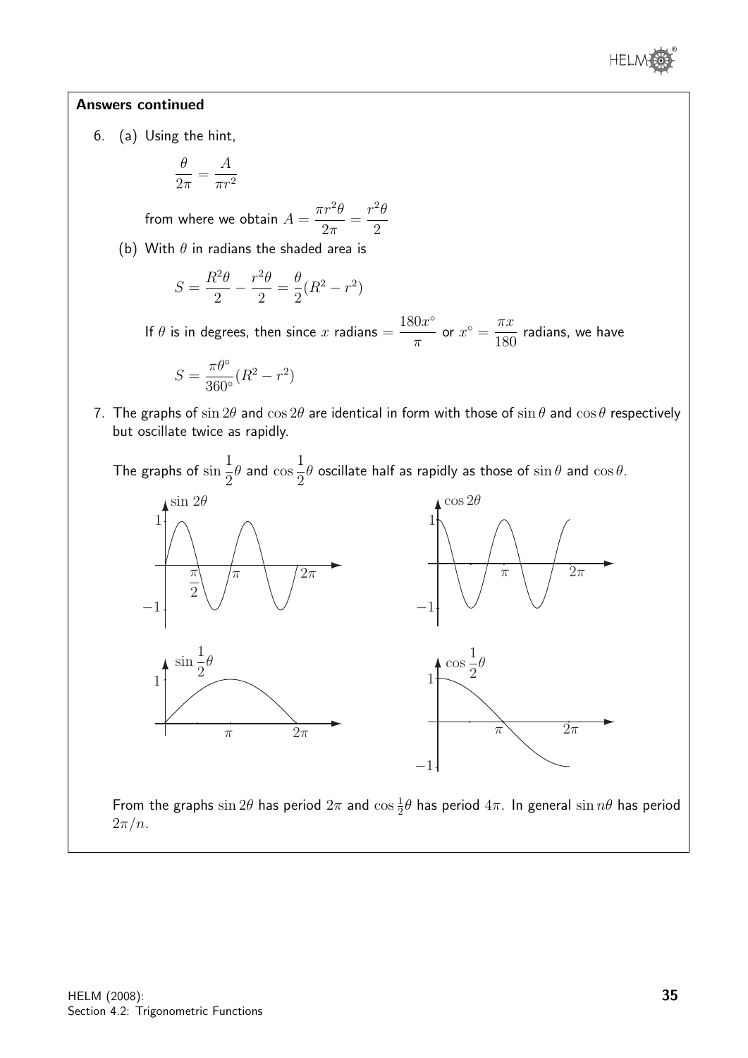**Answers continued**

6. (a) Using the hint,

$$\frac{\theta}{2\pi} = \frac{A}{\pi r^2}$$

from where we obtain $A = \dfrac{\pi r^2 \theta}{2\pi} = \dfrac{r^2\theta}{2}$

(b) With $\theta$ in radians the shaded area is

$$S = \frac{R^2\theta}{2} - \frac{r^2\theta}{2} = \frac{\theta}{2}(R^2 - r^2)$$

If $\theta$ is in degrees, then since $x$ radians $= \dfrac{180x^\circ}{\pi}$ or $x^\circ = \dfrac{\pi x}{180}$ radians, we have

$$S = \frac{\pi\theta^\circ}{360^\circ}(R^2 - r^2)$$

7. The graphs of $\sin 2\theta$ and $\cos 2\theta$ are identical in form with those of $\sin\theta$ and $\cos\theta$ respectively but oscillate twice as rapidly.

The graphs of $\sin\dfrac{1}{2}\theta$ and $\cos\dfrac{1}{2}\theta$ oscillate half as rapidly as those of $\sin\theta$ and $\cos\theta$.

$\sin 2\theta$
1
$-1$
$\frac{\pi}{2}$
$\pi$
$2\pi$

$\cos 2\theta$
1
$-1$
$\pi$
$2\pi$

$\sin\frac{1}{2}\theta$
1
$\pi$
$2\pi$

$\cos\frac{1}{2}\theta$
1
$-1$
$\pi$
$2\pi$

From the graphs $\sin 2\theta$ has period $2\pi$ and $\cos\frac{1}{2}\theta$ has period $4\pi$. In general $\sin n\theta$ has period $2\pi/n$.